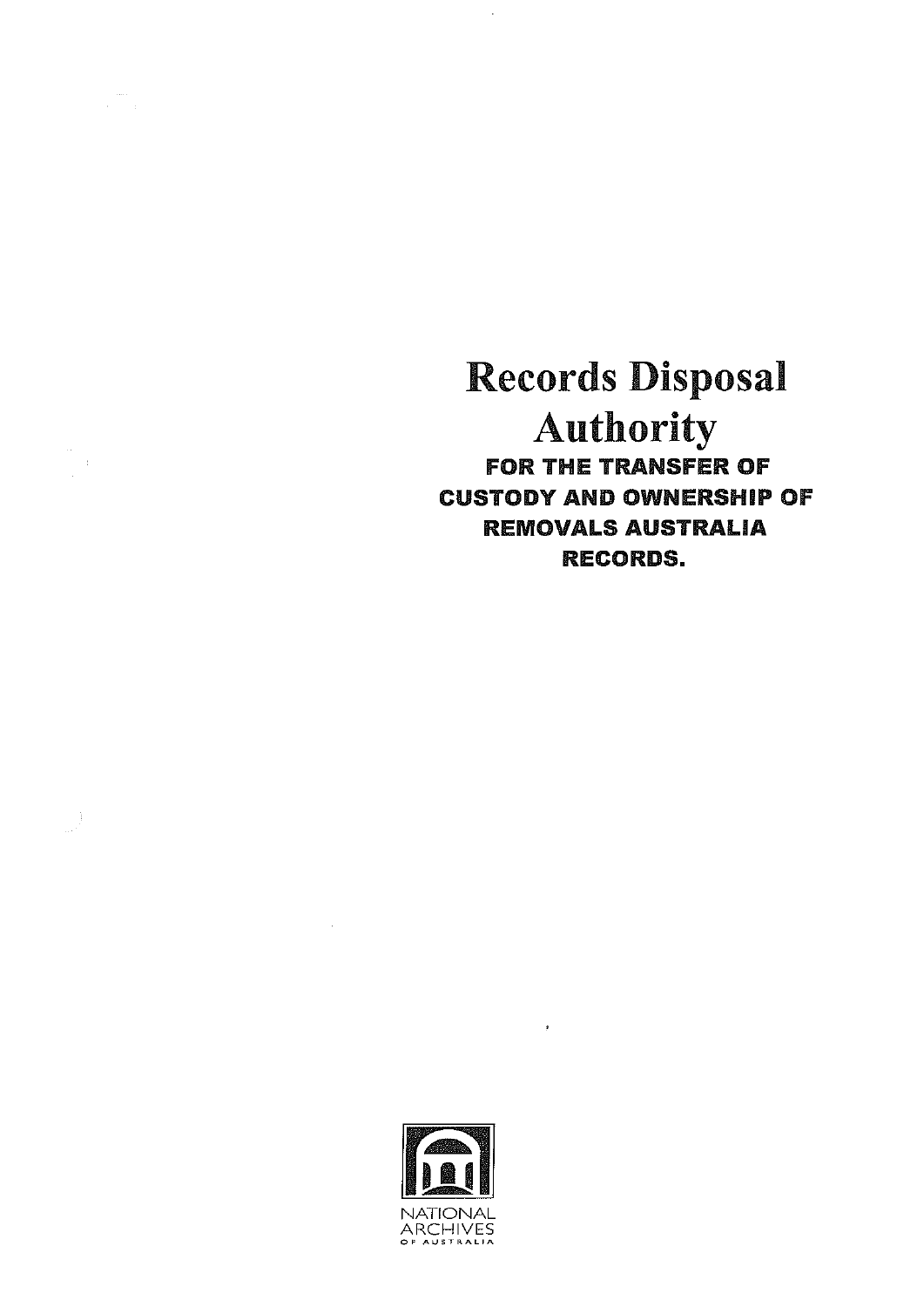# Records Disposal Authority

## FOR THE TRANSFER OF CUSTODY AND OWNERSHIP OF REMOVALS AUSTRALIA RECORDS.

NATIONAL ARCHIVES OF AUSTRALIA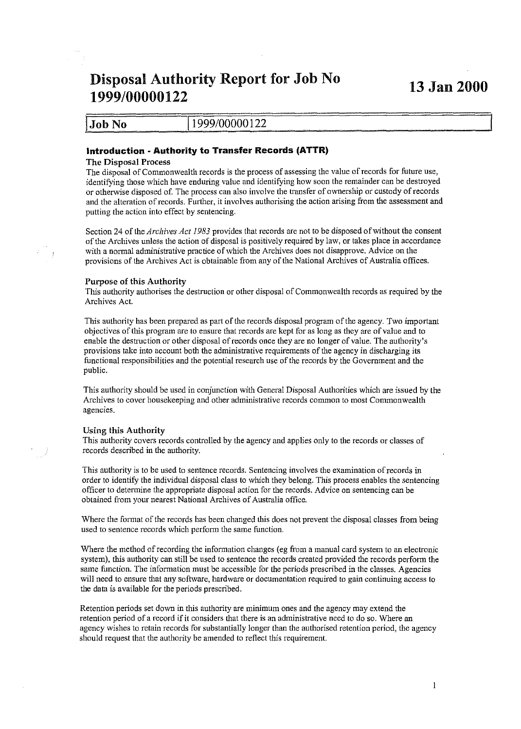# Disposal Authority Report for Job No 1999/00000122

**13 Jan 2000**

| Job No | 1999/00000122 |
| --- | --- |

## Introduction - Authority to Transfer Records (ATTR)

### The Disposal Process

The disposal of Commonwealth records is the process of assessing the value of records for future use, identifying those which have enduring value and identifying how soon the remainder can be destroyed or otherwise disposed of. The process can also involve the transfer of ownership or custody of records and the alteration of records. Further, it involves authorising the action arising from the assessment and putting the action into effect by sentencing.

Section 24 of the *Archives Act 1983* provides that records are not to be disposed of without the consent of the Archives unless the action of disposal is positively required by law, or takes place in accordance with a normal administrative practice of which the Archives does not disapprove. Advice on the provisions of the Archives Act is obtainable from any of the National Archives of Australia offices.

### Purpose of this Authority

This authority authorises the destruction or other disposal of Commonwealth records as required by the Archives Act.

This authority has been prepared as part of the records disposal program of the agency. Two important objectives of this program are to ensure that records are kept for as long as they are of value and to enable the destruction or other disposal of records once they are no longer of value. The authority's provisions take into account both the administrative requirements of the agency in discharging its functional responsibilities and the potential research use of the records by the Government and the public.

This authority should be used in conjunction with General Disposal Authorities which are issued by the Archives to cover housekeeping and other administrative records common to most Commonwealth agencies.

### Using this Authority

This authority covers records controlled by the agency and applies only to the records or classes of records described in the authority.

This authority is to be used to sentence records. Sentencing involves the examination of records in order to identify the individual disposal class to which they belong. This process enables the sentencing officer to determine the appropriate disposal action for the records. Advice on sentencing can be obtained from your nearest National Archives of Australia office.

Where the format of the records has been changed this does not prevent the disposal classes from being used to sentence records which perform the same function.

Where the method of recording the information changes (eg from a manual card system to an electronic system), this authority can still be used to sentence the records created provided the records perform the same function. The information must be accessible for the periods prescribed in the classes. Agencies will need to ensure that any software, hardware or documentation required to gain continuing access to the data is available for the periods prescribed.

Retention periods set down in this authority are minimum ones and the agency may extend the retention period of a record if it considers that there is an administrative need to do so. Where an agency wishes to retain records for substantially longer than the authorised retention period, the agency should request that the authority be amended to reflect this requirement.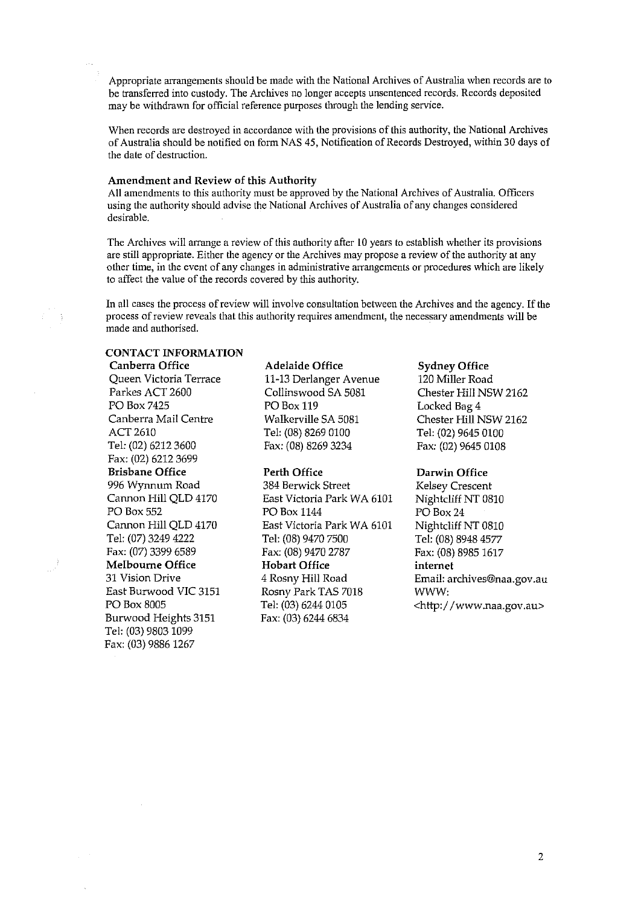Appropriate arrangements should be made with the National Archives of Australia when records are to be transferred into custody. The Archives no longer accepts unsentenced records. Records deposited may be withdrawn for official reference purposes through the lending service.

When records are destroyed in accordance with the provisions of this authority, the National Archives of Australia should be notified on form NAS 45, Notification of Records Destroyed, within 30 days of the date of destruction.

### Amendment and Review of this Authority

All amendments to this authority must be approved by the National Archives of Australia. Officers using the authority should advise the National Archives of Australia of any changes considered desirable.

The Archives will arrange a review of this authority after 10 years to establish whether its provisions are still appropriate. Either the agency or the Archives may propose a review of the authority at any other time, in the event of any changes in administrative arrangements or procedures which are likely to affect the value of the records covered by this authority.

In all cases the process of review will involve consultation between the Archives and the agency. If the process of review reveals that this authority requires amendment, the necessary amendments will be made and authorised.

## CONTACT INFORMATION

**Canberra Office**
Queen Victoria Terrace
Parkes ACT 2600
PO Box 7425
Canberra Mail Centre
ACT 2610
Tel: (02) 6212 3600
Fax: (02) 6212 3699

**Brisbane Office**
996 Wynnum Road
Cannon Hill QLD 4170
PO Box 552
Cannon Hill QLD 4170
Tel: (07) 3249 4222
Fax: (07) 3399 6589

**Melbourne Office**
31 Vision Drive
East Burwood VIC 3151
PO Box 8005
Burwood Heights 3151
Tel: (03) 9803 1099
Fax: (03) 9886 1267

**Adelaide Office**
11-13 Derlanger Avenue
Collinswood SA 5081
PO Box 119
Walkerville SA 5081
Tel: (08) 8269 0100
Fax: (08) 8269 3234

**Perth Office**
384 Berwick Street
East Victoria Park WA 6101
PO Box 1144
East Victoria Park WA 6101
Tel: (08) 9470 7500
Fax: (08) 9470 2787

**Hobart Office**
4 Rosny Hill Road
Rosny Park TAS 7018
Tel: (03) 6244 0105
Fax: (03) 6244 6834

**Sydney Office**
120 Miller Road
Chester Hill NSW 2162
Locked Bag 4
Chester Hill NSW 2162
Tel: (02) 9645 0100
Fax: (02) 9645 0108

**Darwin Office**
Kelsey Crescent
Nightcliff NT 0810
PO Box 24
Nightcliff NT 0810
Tel: (08) 8948 4577
Fax: (08) 8985 1617

**internet**
Email: archives@naa.gov.au
WWW:
<http://www.naa.gov.au>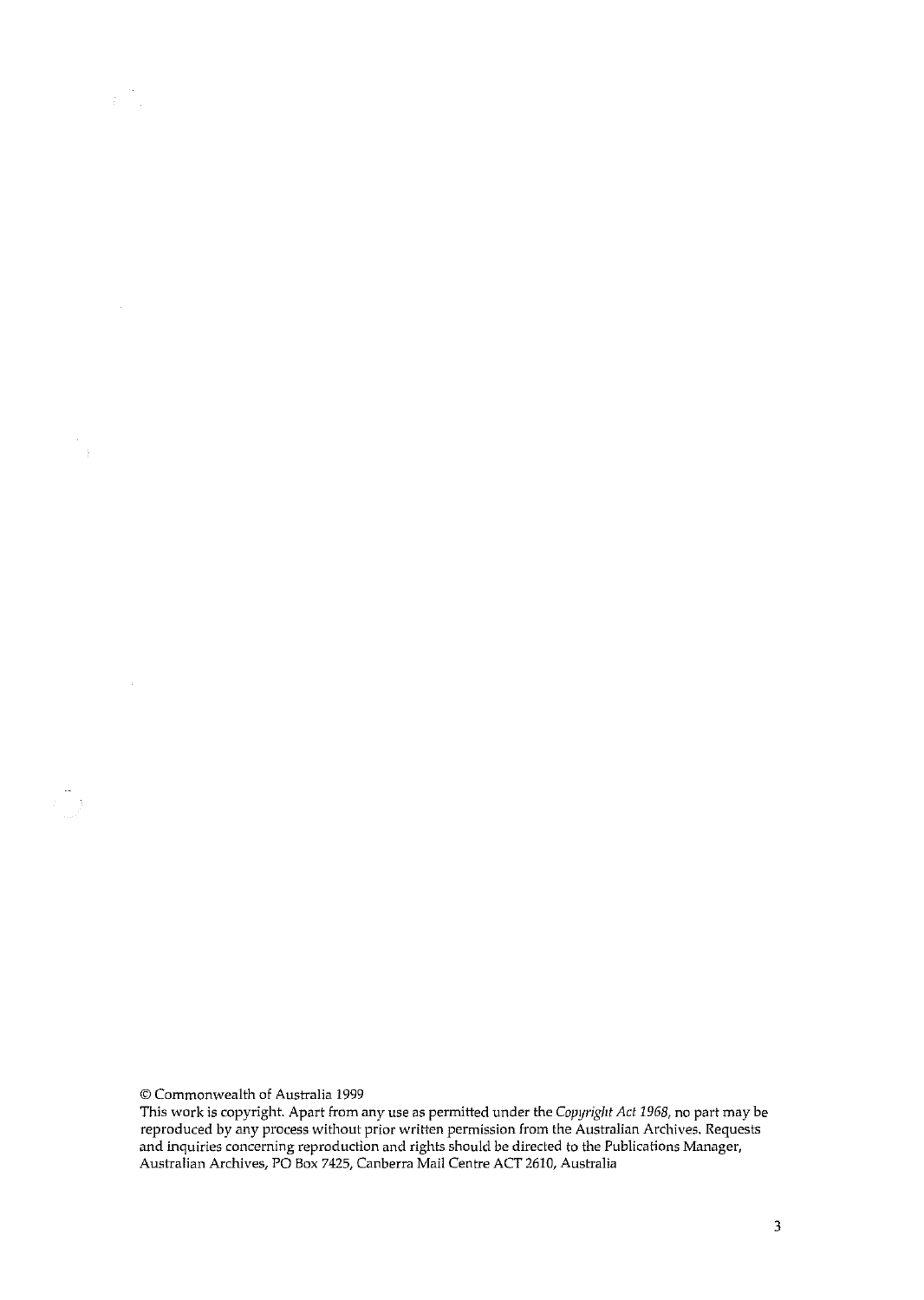© Commonwealth of Australia 1999

This work is copyright. Apart from any use as permitted under the *Copyright Act 1968*, no part may be reproduced by any process without prior written permission from the Australian Archives. Requests and inquiries concerning reproduction and rights should be directed to the Publications Manager, Australian Archives, PO Box 7425, Canberra Mail Centre ACT 2610, Australia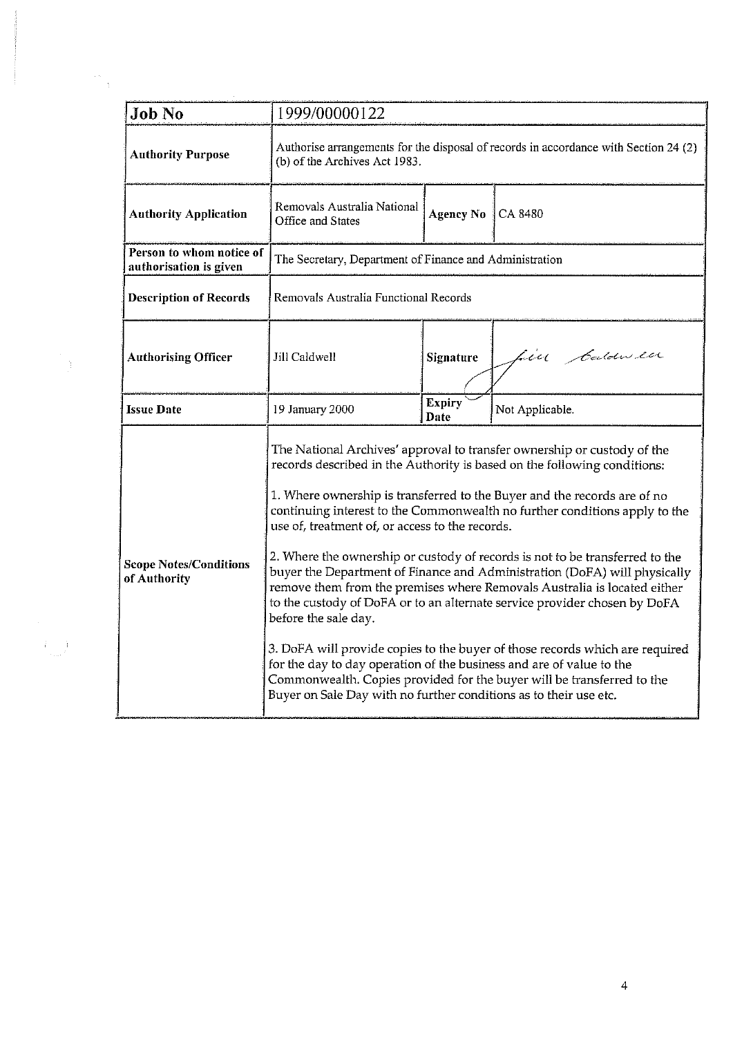| Job No | 1999/00000122 | | |
|---|---|---|---|
| **Authority Purpose** | Authorise arrangements for the disposal of records in accordance with Section 24 (2) (b) of the Archives Act 1983. | | |
| **Authority Application** | Removals Australia National Office and States | **Agency No** | CA 8480 |
| **Person to whom notice of authorisation is given** | The Secretary, Department of Finance and Administration | | |
| **Description of Records** | Removals Australia Functional Records | | |
| **Authorising Officer** | Jill Caldwell | **Signature** | Jill Caldwell |
| **Issue Date** | 19 January 2000 | **Expiry Date** | Not Applicable. |
| **Scope Notes/Conditions of Authority** | The National Archives' approval to transfer ownership or custody of the records described in the Authority is based on the following conditions:<br><br>1. Where ownership is transferred to the Buyer and the records are of no continuing interest to the Commonwealth no further conditions apply to the use of, treatment of, or access to the records.<br><br>2. Where the ownership or custody of records is not to be transferred to the buyer the Department of Finance and Administration (DoFA) will physically remove them from the premises where Removals Australia is located either to the custody of DoFA or to an alternate service provider chosen by DoFA before the sale day.<br><br>3. DoFA will provide copies to the buyer of those records which are required for the day to day operation of the business and are of value to the Commonwealth. Copies provided for the buyer will be transferred to the Buyer on Sale Day with no further conditions as to their use etc. | | |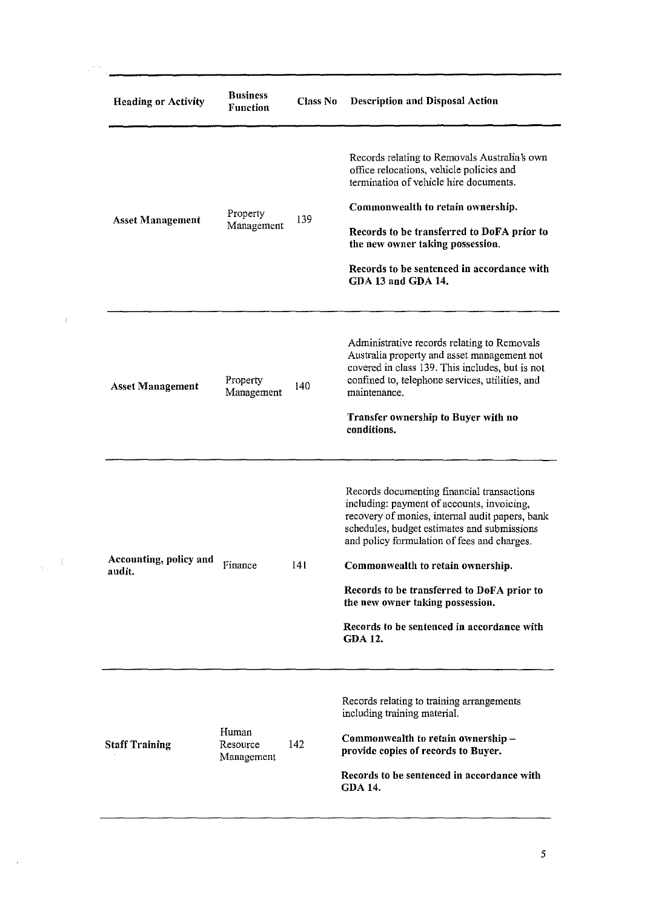| Heading or Activity | Business Function | Class No | Description and Disposal Action |
|---|---|---|---|
| **Asset Management** | Property Management | 139 | Records relating to Removals Australia's own office relocations, vehicle policies and termination of vehicle hire documents.<br><br>**Commonwealth to retain ownership.**<br><br>**Records to be transferred to DoFA prior to the new owner taking possession.**<br><br>**Records to be sentenced in accordance with GDA 13 and GDA 14.** |
| **Asset Management** | Property Management | 140 | Administrative records relating to Removals Australia property and asset management not covered in class 139. This includes, but is not confined to, telephone services, utilities, and maintenance.<br><br>**Transfer ownership to Buyer with no conditions.** |
| **Accounting, policy and audit.** | Finance | 141 | Records documenting financial transactions including: payment of accounts, invoicing, recovery of monies, internal audit papers, bank schedules, budget estimates and submissions and policy formulation of fees and charges.<br><br>**Commonwealth to retain ownership.**<br><br>**Records to be transferred to DoFA prior to the new owner taking possession.**<br><br>**Records to be sentenced in accordance with GDA 12.** |
| **Staff Training** | Human Resource Management | 142 | Records relating to training arrangements including training material.<br><br>**Commonwealth to retain ownership – provide copies of records to Buyer.**<br><br>**Records to be sentenced in accordance with GDA 14.** |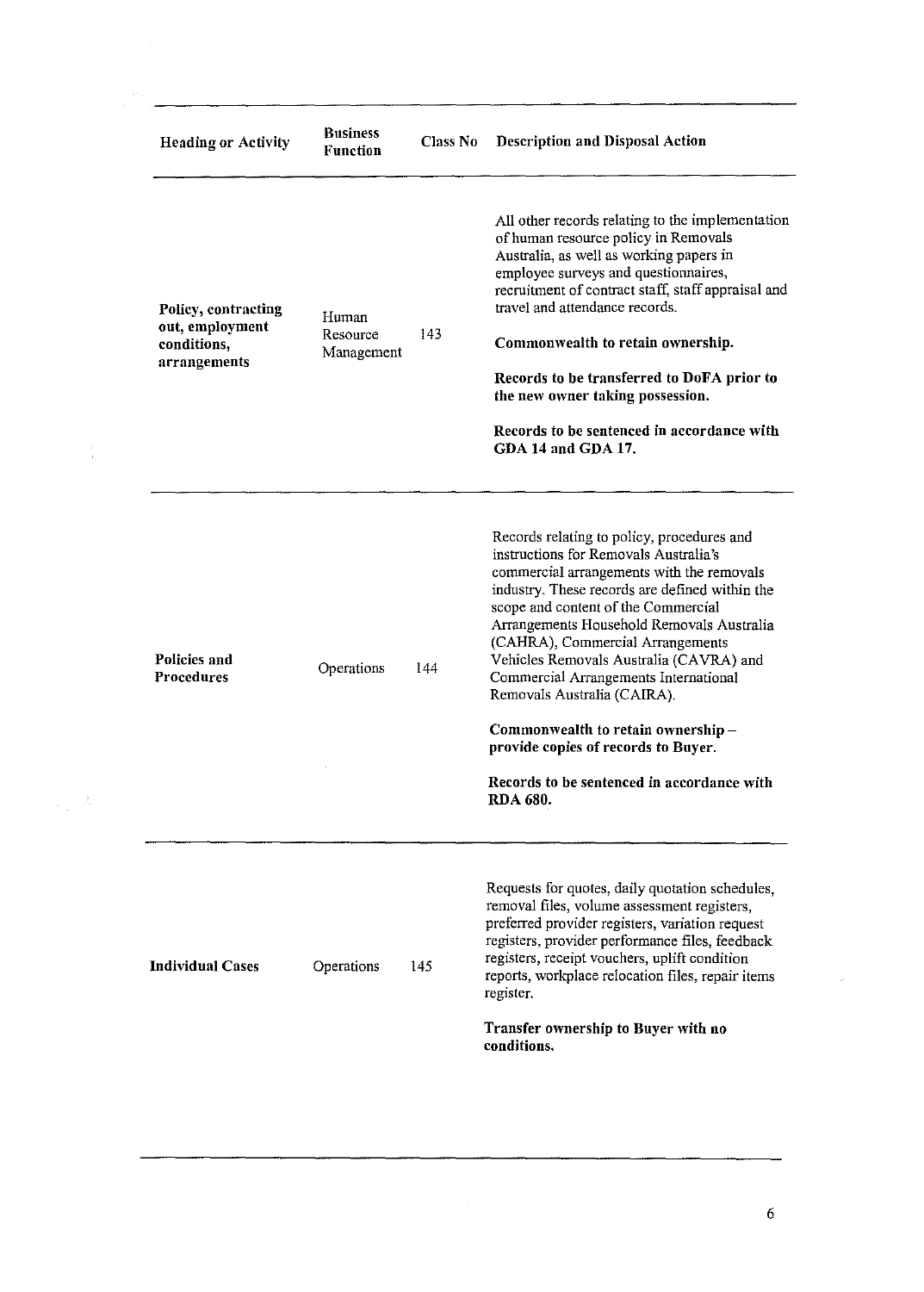| Heading or Activity | Business Function | Class No | Description and Disposal Action |
|---|---|---|---|
| **Policy, contracting out, employment conditions, arrangements** | Human Resource Management | 143 | All other records relating to the implementation of human resource policy in Removals Australia, as well as working papers in employee surveys and questionnaires, recruitment of contract staff, staff appraisal and travel and attendance records.<br><br>**Commonwealth to retain ownership.**<br><br>**Records to be transferred to DoFA prior to the new owner taking possession.**<br><br>**Records to be sentenced in accordance with GDA 14 and GDA 17.** |
| **Policies and Procedures** | Operations | 144 | Records relating to policy, procedures and instructions for Removals Australia's commercial arrangements with the removals industry. These records are defined within the scope and content of the Commercial Arrangements Household Removals Australia (CAHRA), Commercial Arrangements Vehicles Removals Australia (CAVRA) and Commercial Arrangements International Removals Australia (CAIRA).<br><br>**Commonwealth to retain ownership – provide copies of records to Buyer.**<br><br>**Records to be sentenced in accordance with RDA 680.** |
| **Individual Cases** | Operations | 145 | Requests for quotes, daily quotation schedules, removal files, volume assessment registers, preferred provider registers, variation request registers, provider performance files, feedback registers, receipt vouchers, uplift condition reports, workplace relocation files, repair items register.<br><br>**Transfer ownership to Buyer with no conditions.** |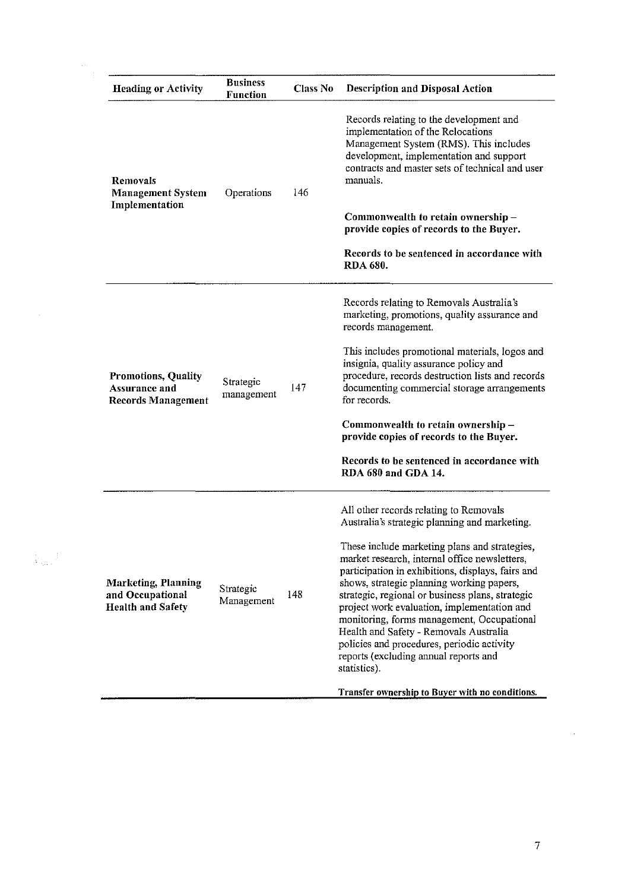| Heading or Activity | Business Function | Class No | Description and Disposal Action |
|---|---|---|---|
| **Removals Management System Implementation** | Operations | 146 | Records relating to the development and implementation of the Relocations Management System (RMS). This includes development, implementation and support contracts and master sets of technical and user manuals.<br><br>**Commonwealth to retain ownership – provide copies of records to the Buyer.**<br><br>**Records to be sentenced in accordance with RDA 680.** |
| **Promotions, Quality Assurance and Records Management** | Strategic management | 147 | Records relating to Removals Australia's marketing, promotions, quality assurance and records management.<br><br>This includes promotional materials, logos and insignia, quality assurance policy and procedure, records destruction lists and records documenting commercial storage arrangements for records.<br><br>**Commonwealth to retain ownership – provide copies of records to the Buyer.**<br><br>**Records to be sentenced in accordance with RDA 680 and GDA 14.** |
| **Marketing, Planning and Occupational Health and Safety** | Strategic Management | 148 | All other records relating to Removals Australia's strategic planning and marketing.<br><br>These include marketing plans and strategies, market research, internal office newsletters, participation in exhibitions, displays, fairs and shows, strategic planning working papers, strategic, regional or business plans, strategic project work evaluation, implementation and monitoring, forms management, Occupational Health and Safety - Removals Australia policies and procedures, periodic activity reports (excluding annual reports and statistics).<br><br>**Transfer ownership to Buyer with no conditions.** |